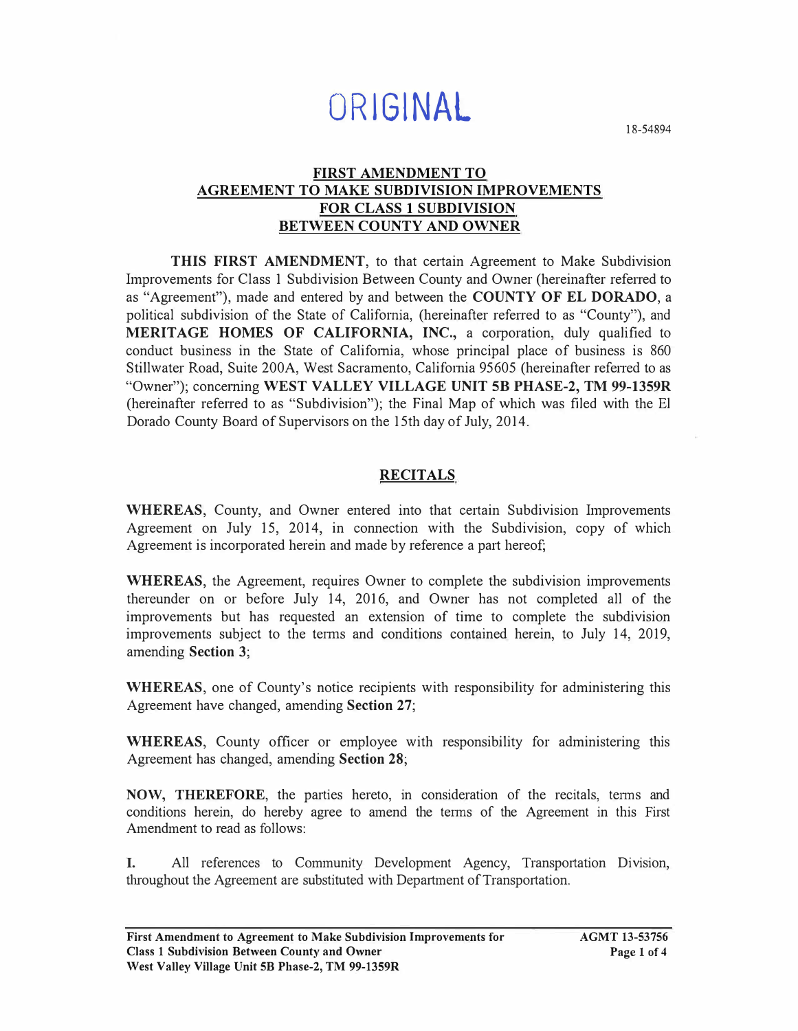ORIGINAL

18-54894

# FIRST AMENDMENT TO AGREEMENT TO MAKE SUBDIVISION IMPROVEMENTS FOR CLASS 1 SUBDIVISION BETWEEN COUNTY AND OWNER

**THIS FIRST AMENDMENT**, to that certain Agreement to Make Subdivision Improvements for Class 1 Subdivision Between County and Owner (hereinafter referred to as "Agreement"), made and entered by and between the **COUNTY OF EL DORADO**, a political subdivision of the State of California, (hereinafter referred to as "County"), and **MERITAGE HOMES OF CALIFORNIA, INC.,** a corporation, duly qualified to conduct business in the State of California, whose principal place of business is 860 Stillwater Road, Suite 200A, West Sacramento, California 95605 (hereinafter referred to as "Owner"); concerning **WEST VALLEY VILLAGE UNIT 5B PHASE-2, TM 99-1359R** (hereinafter referred to as "Subdivision"); the Final Map of which was filed with the El Dorado County Board of Supervisors on the 15th day of July, 2014.

## RECITALS

**WHEREAS**, County, and Owner entered into that certain Subdivision Improvements Agreement on July 15, 2014, in connection with the Subdivision, copy of which Agreement is incorporated herein and made by reference a part hereof;

**WHEREAS**, the Agreement, requires Owner to complete the subdivision improvements thereunder on or before July 14, 2016, and Owner has not completed all of the improvements but has requested an extension of time to complete the subdivision improvements subject to the terms and conditions contained herein, to July 14, 2019, amending **Section 3**;

**WHEREAS**, one of County's notice recipients with responsibility for administering this Agreement have changed, amending **Section 27**;

**WHEREAS**, County officer or employee with responsibility for administering this Agreement has changed, amending **Section 28**;

**NOW, THEREFORE**, the parties hereto, in consideration of the recitals, terms and conditions herein, do hereby agree to amend the terms of the Agreement in this First Amendment to read as follows:

**I.** All references to Community Development Agency, Transportation Division, throughout the Agreement are substituted with Department of Transportation.

**First Amendment to Agreement to Make Subdivision Improvements for Class 1 Subdivision Between County and Owner**
**West Valley Village Unit 5B Phase-2, TM 99-1359R**
**AGMT 13-53756**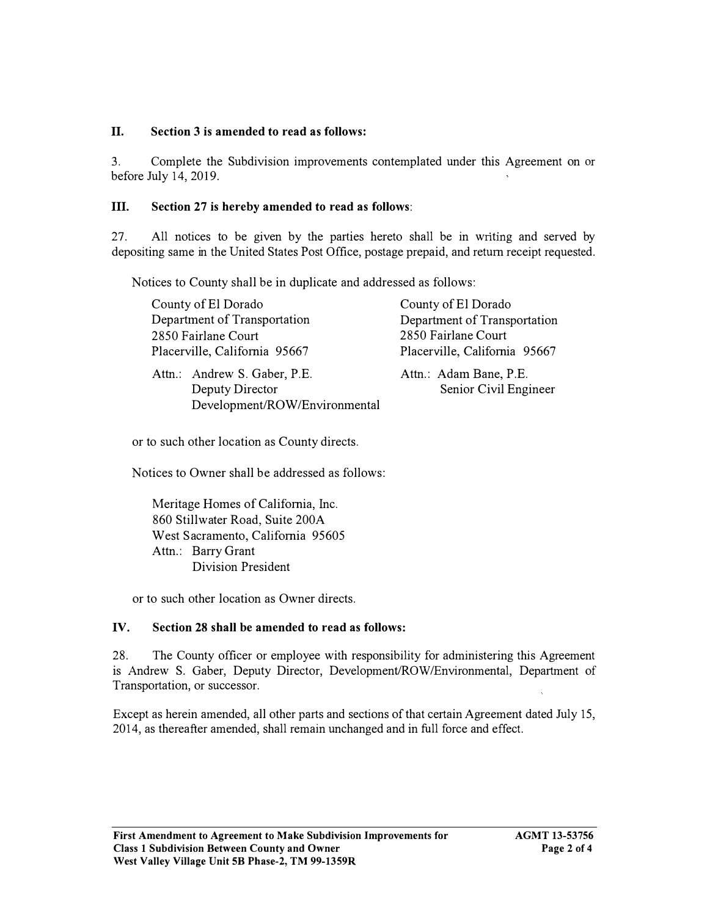## II. Section 3 is amended to read as follows:

3. Complete the Subdivision improvements contemplated under this Agreement on or before July 14, 2019.

## III. Section 27 is hereby amended to read as follows:

27. All notices to be given by the parties hereto shall be in writing and served by depositing same in the United States Post Office, postage prepaid, and return receipt requested.

Notices to County shall be in duplicate and addressed as follows:

County of El Dorado
Department of Transportation
2850 Fairlane Court
Placerville, California 95667

Attn.: Andrew S. Gaber, P.E.
Deputy Director
Development/ROW/Environmental

County of El Dorado
Department of Transportation
2850 Fairlane Court
Placerville, California 95667

Attn.: Adam Bane, P.E.
Senior Civil Engineer

or to such other location as County directs.

Notices to Owner shall be addressed as follows:

Meritage Homes of California, Inc.
860 Stillwater Road, Suite 200A
West Sacramento, California 95605
Attn.: Barry Grant
Division President

or to such other location as Owner directs.

## IV. Section 28 shall be amended to read as follows:

28. The County officer or employee with responsibility for administering this Agreement is Andrew S. Gaber, Deputy Director, Development/ROW/Environmental, Department of Transportation, or successor.

Except as herein amended, all other parts and sections of that certain Agreement dated July 15, 2014, as thereafter amended, shall remain unchanged and in full force and effect.

**First Amendment to Agreement to Make Subdivision Improvements for Class 1 Subdivision Between County and Owner**
**West Valley Village Unit 5B Phase-2, TM 99-1359R**
**AGMT 13-53756**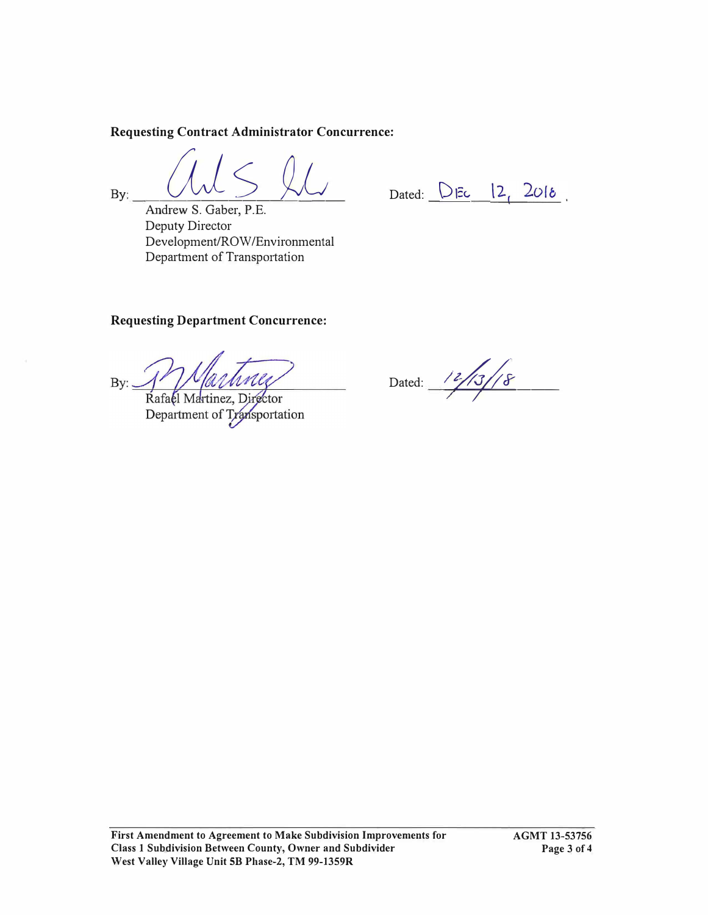**Requesting Contract Administrator Concurrence:**

By: ______________________________ Dated: Dec 12, 2018

Andrew S. Gaber, P.E.
Deputy Director
Development/ROW/Environmental
Department of Transportation

**Requesting Department Concurrence:**

By: ______________________________ Dated: 12/13/18

Rafael Martinez, Director
Department of Transportation

**First Amendment to Agreement to Make Subdivision Improvements for Class 1 Subdivision Between County, Owner and Subdivider West Valley Village Unit 5B Phase-2, TM 99-1359R**

**AGMT 13-53756**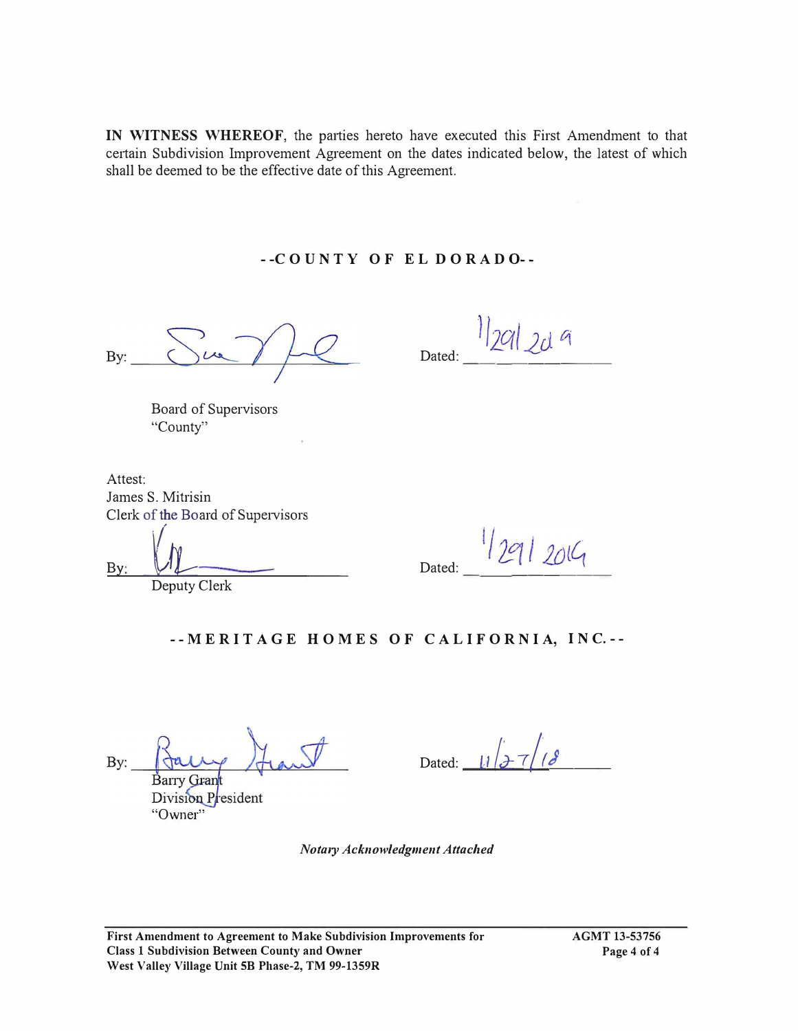**IN WITNESS WHEREOF**, the parties hereto have executed this First Amendment to that certain Subdivision Improvement Agreement on the dates indicated below, the latest of which shall be deemed to be the effective date of this Agreement.

**--COUNTY OF EL DORADO--**

By: ______________________ Dated: 1/29/2019

Board of Supervisors
"County"

Attest:
James S. Mitrisin
Clerk of the Board of Supervisors

By: ______________________ Dated: 1/29/2019
Deputy Clerk

**--MERITAGE HOMES OF CALIFORNIA, INC.--**

By: ______________________ Dated: 11/27/18
Barry Grant
Division President
"Owner"

*Notary Acknowledgment Attached*

**First Amendment to Agreement to Make Subdivision Improvements for Class 1 Subdivision Between County and Owner**
**West Valley Village Unit 5B Phase-2, TM 99-1359R**

**AGMT 13-53756**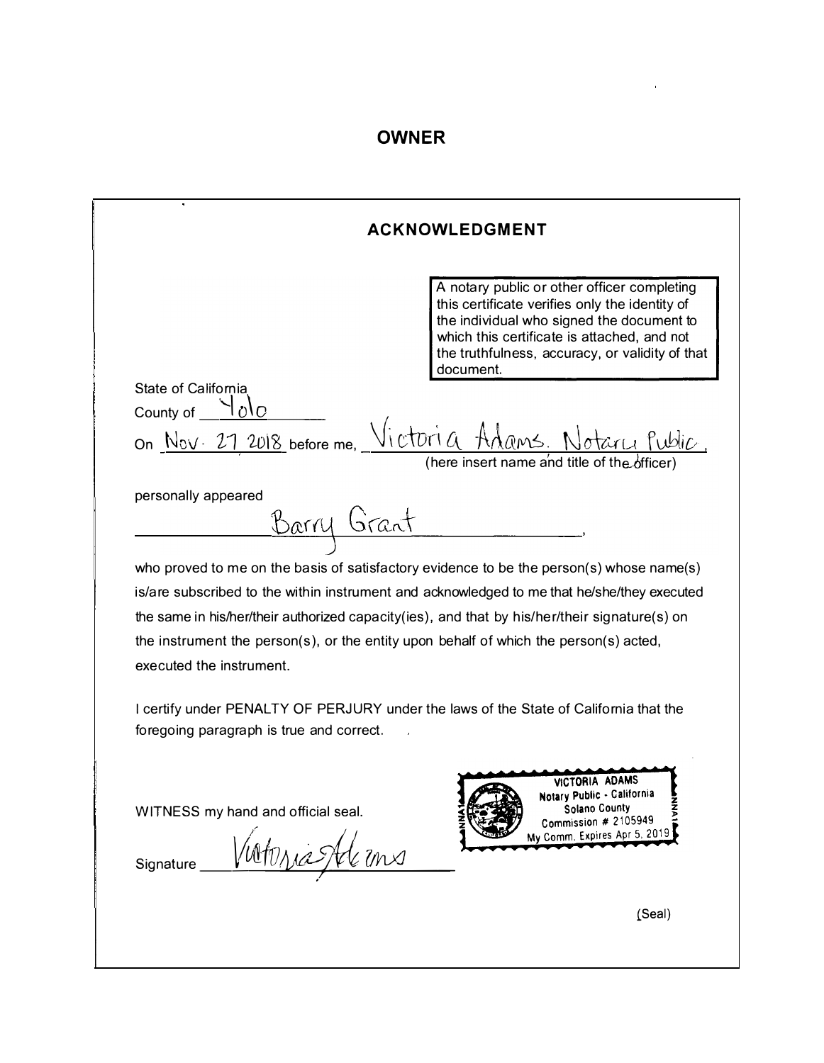# OWNER

## ACKNOWLEDGMENT

A notary public or other officer completing this certificate verifies only the identity of the individual who signed the document to which this certificate is attached, and not the truthfulness, accuracy, or validity of that document.

State of California
County of Yolo

On Nov. 27 2018 before me, Victoria Adams, Notary Public,
(here insert name and title of the officer)

personally appeared

Barry Grant,

who proved to me on the basis of satisfactory evidence to be the person(s) whose name(s) is/are subscribed to the within instrument and acknowledged to me that he/she/they executed the same in his/her/their authorized capacity(ies), and that by his/her/their signature(s) on the instrument the person(s), or the entity upon behalf of which the person(s) acted, executed the instrument.

I certify under PENALTY OF PERJURY under the laws of the State of California that the foregoing paragraph is true and correct.

WITNESS my hand and official seal.

Signature Victoria Adams

VICTORIA ADAMS
Notary Public - California
Solano County
Commission # 2105949
My Comm. Expires Apr 5, 2019

(Seal)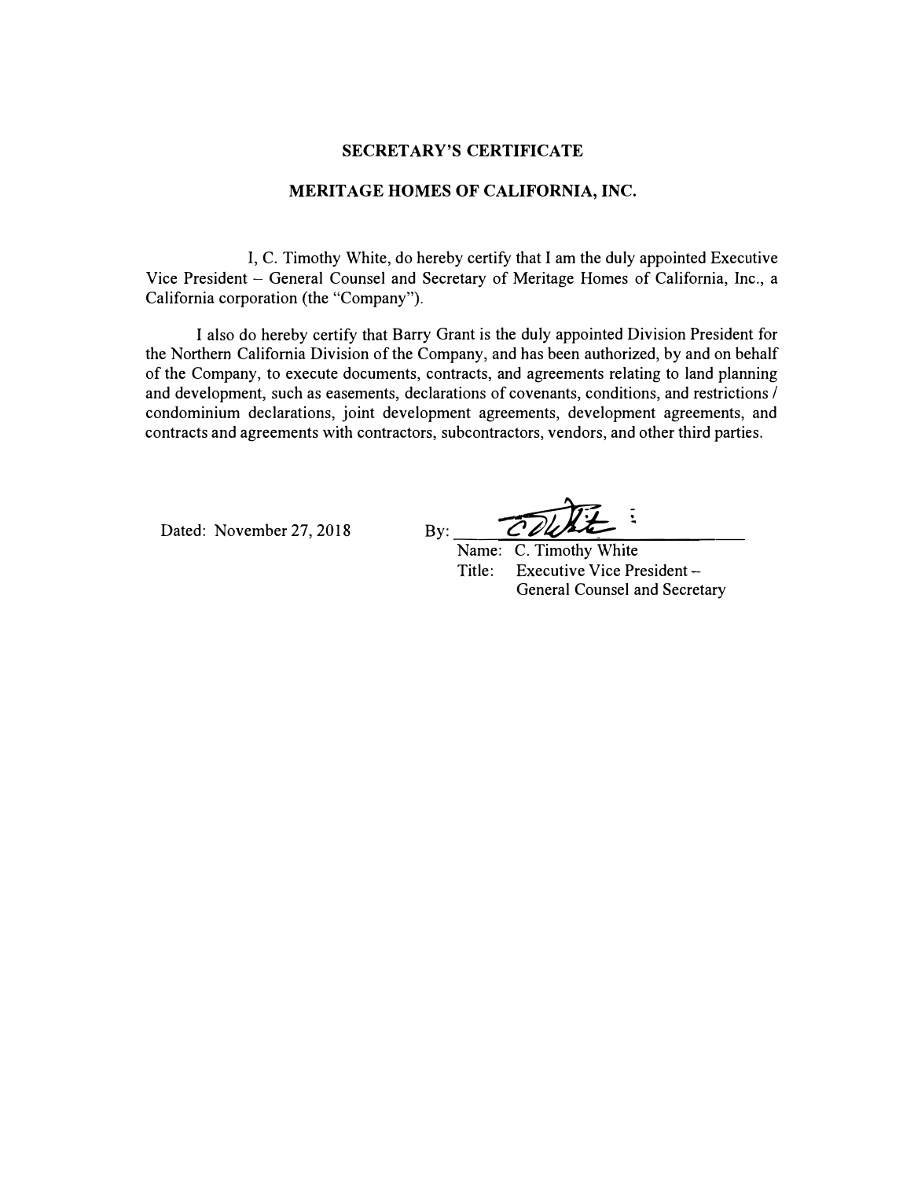**SECRETARY'S CERTIFICATE**

**MERITAGE HOMES OF CALIFORNIA, INC.**

I, C. Timothy White, do hereby certify that I am the duly appointed Executive Vice President – General Counsel and Secretary of Meritage Homes of California, Inc., a California corporation (the "Company").

I also do hereby certify that Barry Grant is the duly appointed Division President for the Northern California Division of the Company, and has been authorized, by and on behalf of the Company, to execute documents, contracts, and agreements relating to land planning and development, such as easements, declarations of covenants, conditions, and restrictions / condominium declarations, joint development agreements, development agreements, and contracts and agreements with contractors, subcontractors, vendors, and other third parties.

Dated: November 27, 2018

By: ______________________

Name: C. Timothy White

Title: Executive Vice President – General Counsel and Secretary